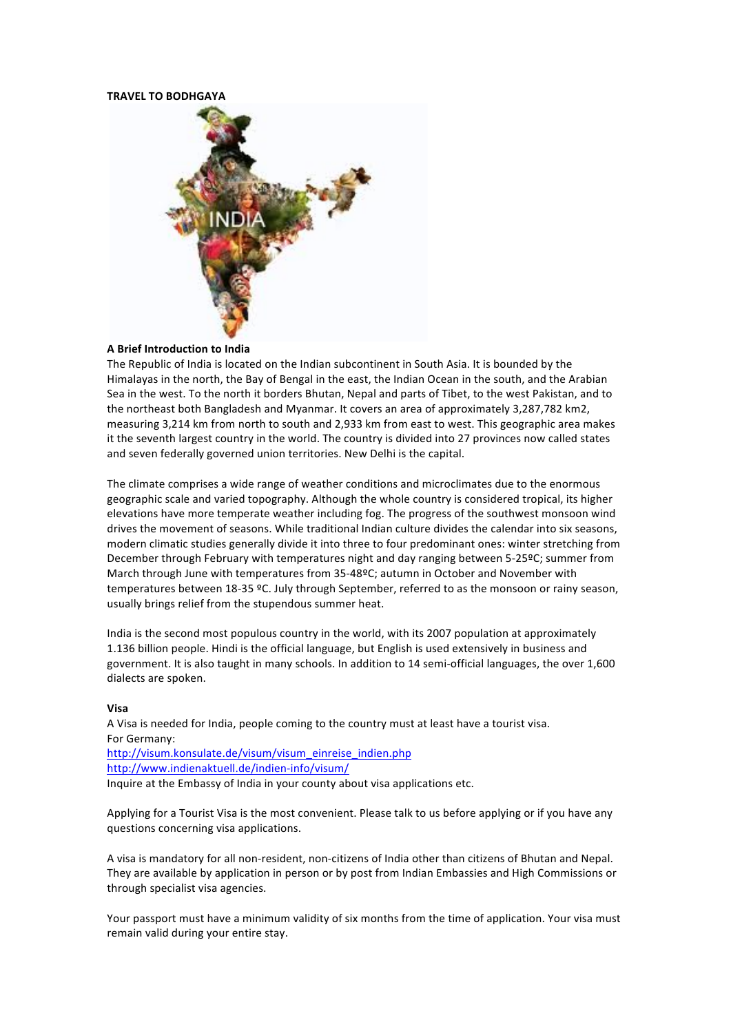**TRAVEL TO BODHGAYA**

**A Brief Introduction to India**

The Republic of India is located on the Indian subcontinent in South Asia. It is bounded by the Himalayas in the north, the Bay of Bengal in the east, the Indian Ocean in the south, and the Arabian Sea in the west. To the north it borders Bhutan, Nepal and parts of Tibet, to the west Pakistan, and to the northeast both Bangladesh and Myanmar. It covers an area of approximately 3,287,782 km2, measuring 3,214 km from north to south and 2,933 km from east to west. This geographic area makes it the seventh largest country in the world. The country is divided into 27 provinces now called states and seven federally governed union territories. New Delhi is the capital.

The climate comprises a wide range of weather conditions and microclimates due to the enormous geographic scale and varied topography. Although the whole country is considered tropical, its higher elevations have more temperate weather including fog. The progress of the southwest monsoon wind drives the movement of seasons. While traditional Indian culture divides the calendar into six seasons, modern climatic studies generally divide it into three to four predominant ones: winter stretching from December through February with temperatures night and day ranging between 5-25ºC; summer from March through June with temperatures from 35-48ºC; autumn in October and November with temperatures between 18-35 ºC. July through September, referred to as the monsoon or rainy season, usually brings relief from the stupendous summer heat.

India is the second most populous country in the world, with its 2007 population at approximately 1.136 billion people. Hindi is the official language, but English is used extensively in business and government. It is also taught in many schools. In addition to 14 semi-official languages, the over 1,600 dialects are spoken.

**Visa**

A Visa is needed for India, people coming to the country must at least have a tourist visa.
For Germany:
http://visum.konsulate.de/visum/visum_einreise_indien.php
http://www.indienaktuell.de/indien-info/visum/
Inquire at the Embassy of India in your county about visa applications etc.

Applying for a Tourist Visa is the most convenient. Please talk to us before applying or if you have any questions concerning visa applications.

A visa is mandatory for all non-resident, non-citizens of India other than citizens of Bhutan and Nepal. They are available by application in person or by post from Indian Embassies and High Commissions or through specialist visa agencies.

Your passport must have a minimum validity of six months from the time of application. Your visa must remain valid during your entire stay.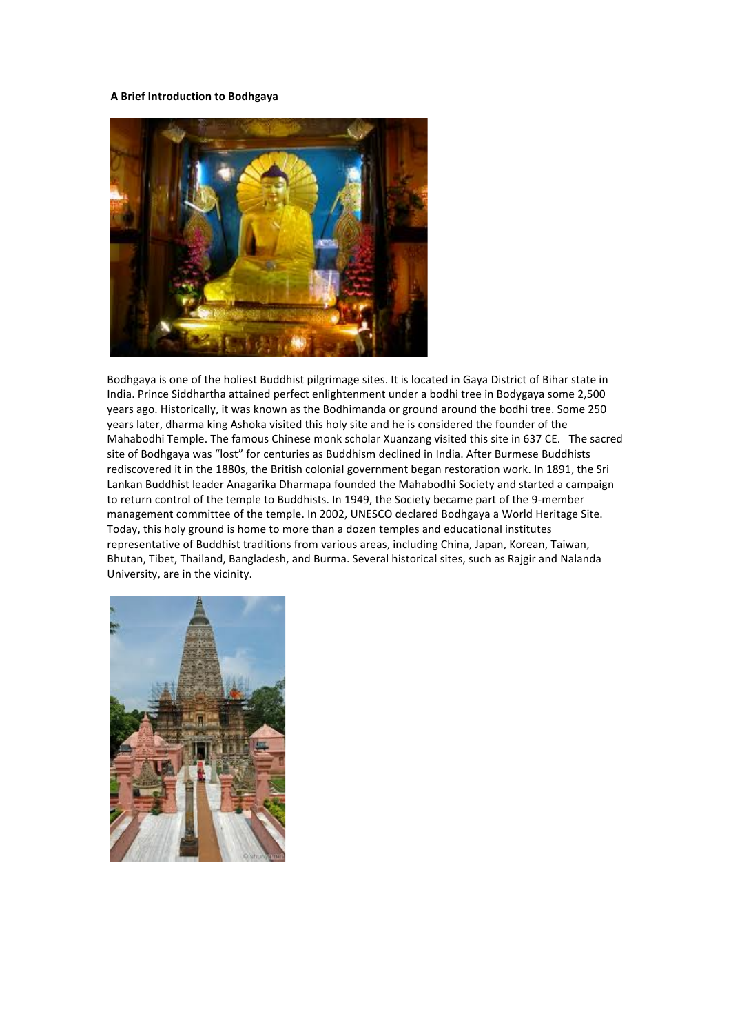**A Brief Introduction to Bodhgaya**

Bodhgaya is one of the holiest Buddhist pilgrimage sites. It is located in Gaya District of Bihar state in India. Prince Siddhartha attained perfect enlightenment under a bodhi tree in Bodygaya some 2,500 years ago. Historically, it was known as the Bodhimanda or ground around the bodhi tree. Some 250 years later, dharma king Ashoka visited this holy site and he is considered the founder of the Mahabodhi Temple. The famous Chinese monk scholar Xuanzang visited this site in 637 CE. The sacred site of Bodhgaya was "lost" for centuries as Buddhism declined in India. After Burmese Buddhists rediscovered it in the 1880s, the British colonial government began restoration work. In 1891, the Sri Lankan Buddhist leader Anagarika Dharmapa founded the Mahabodhi Society and started a campaign to return control of the temple to Buddhists. In 1949, the Society became part of the 9-member management committee of the temple. In 2002, UNESCO declared Bodhgaya a World Heritage Site. Today, this holy ground is home to more than a dozen temples and educational institutes representative of Buddhist traditions from various areas, including China, Japan, Korean, Taiwan, Bhutan, Tibet, Thailand, Bangladesh, and Burma. Several historical sites, such as Rajgir and Nalanda University, are in the vicinity.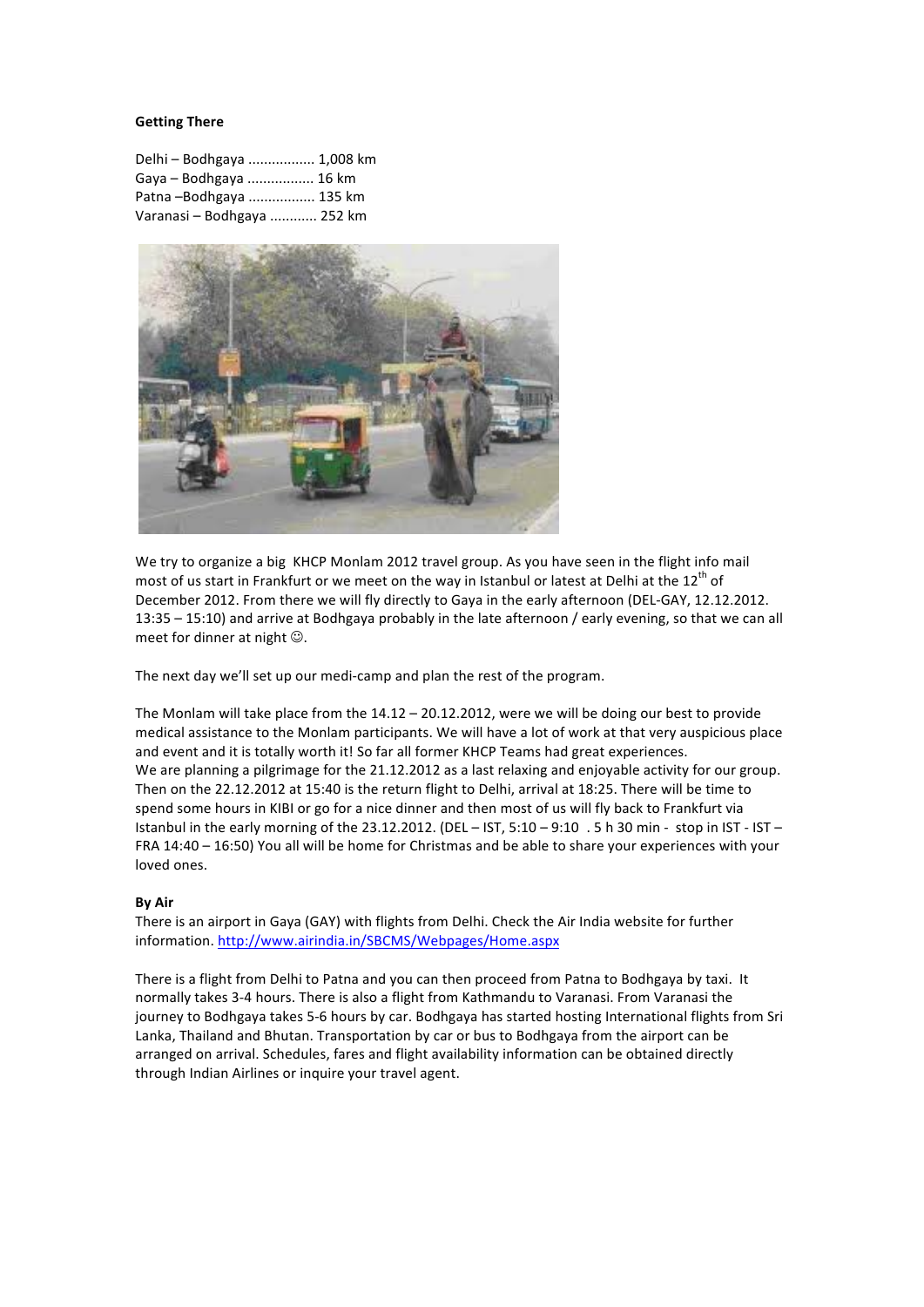**Getting There**

Delhi – Bodhgaya ................. 1,008 km  
Gaya – Bodhgaya ................. 16 km  
Patna –Bodhgaya ................. 135 km  
Varanasi – Bodhgaya ........... 252 km

We try to organize a big KHCP Monlam 2012 travel group. As you have seen in the flight info mail most of us start in Frankfurt or we meet on the way in Istanbul or latest at Delhi at the 12th of December 2012. From there we will fly directly to Gaya in the early afternoon (DEL-GAY, 12.12.2012. 13:35 – 15:10) and arrive at Bodhgaya probably in the late afternoon / early evening, so that we can all meet for dinner at night ☺.

The next day we'll set up our medi-camp and plan the rest of the program.

The Monlam will take place from the 14.12 – 20.12.2012, were we will be doing our best to provide medical assistance to the Monlam participants. We will have a lot of work at that very auspicious place and event and it is totally worth it! So far all former KHCP Teams had great experiences.  
We are planning a pilgrimage for the 21.12.2012 as a last relaxing and enjoyable activity for our group. Then on the 22.12.2012 at 15:40 is the return flight to Delhi, arrival at 18:25. There will be time to spend some hours in KIBI or go for a nice dinner and then most of us will fly back to Frankfurt via Istanbul in the early morning of the 23.12.2012. (DEL – IST, 5:10 – 9:10 . 5 h 30 min - stop in IST - IST – FRA 14:40 – 16:50) You all will be home for Christmas and be able to share your experiences with your loved ones.

**By Air**

There is an airport in Gaya (GAY) with flights from Delhi. Check the Air India website for further information. http://www.airindia.in/SBCMS/Webpages/Home.aspx

There is a flight from Delhi to Patna and you can then proceed from Patna to Bodhgaya by taxi. It normally takes 3-4 hours. There is also a flight from Kathmandu to Varanasi. From Varanasi the journey to Bodhgaya takes 5-6 hours by car. Bodhgaya has started hosting International flights from Sri Lanka, Thailand and Bhutan. Transportation by car or bus to Bodhgaya from the airport can be arranged on arrival. Schedules, fares and flight availability information can be obtained directly through Indian Airlines or inquire your travel agent.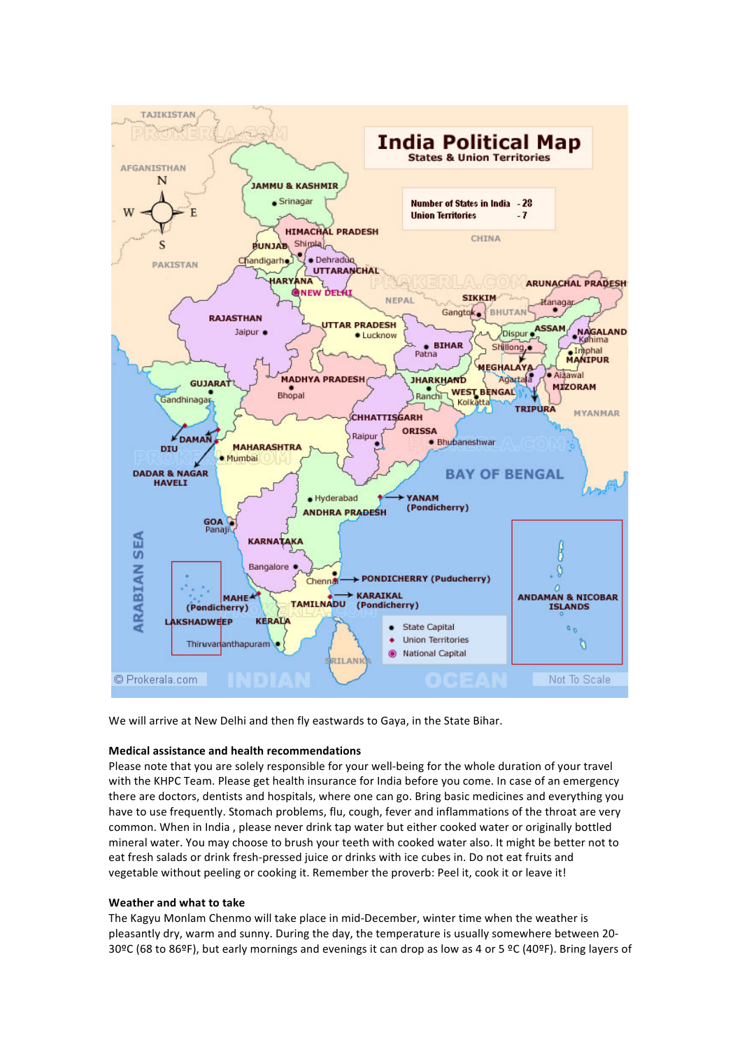We will arrive at New Delhi and then fly eastwards to Gaya, in the State Bihar.

**Medical assistance and health recommendations**

Please note that you are solely responsible for your well-being for the whole duration of your travel with the KHPC Team. Please get health insurance for India before you come. In case of an emergency there are doctors, dentists and hospitals, where one can go. Bring basic medicines and everything you have to use frequently. Stomach problems, flu, cough, fever and inflammations of the throat are very common. When in India , please never drink tap water but either cooked water or originally bottled mineral water. You may choose to brush your teeth with cooked water also. It might be better not to eat fresh salads or drink fresh-pressed juice or drinks with ice cubes in. Do not eat fruits and vegetable without peeling or cooking it. Remember the proverb: Peel it, cook it or leave it!

**Weather and what to take**

The Kagyu Monlam Chenmo will take place in mid-December, winter time when the weather is pleasantly dry, warm and sunny. During the day, the temperature is usually somewhere between 20-30ºC (68 to 86ºF), but early mornings and evenings it can drop as low as 4 or 5 ºC (40ºF). Bring layers of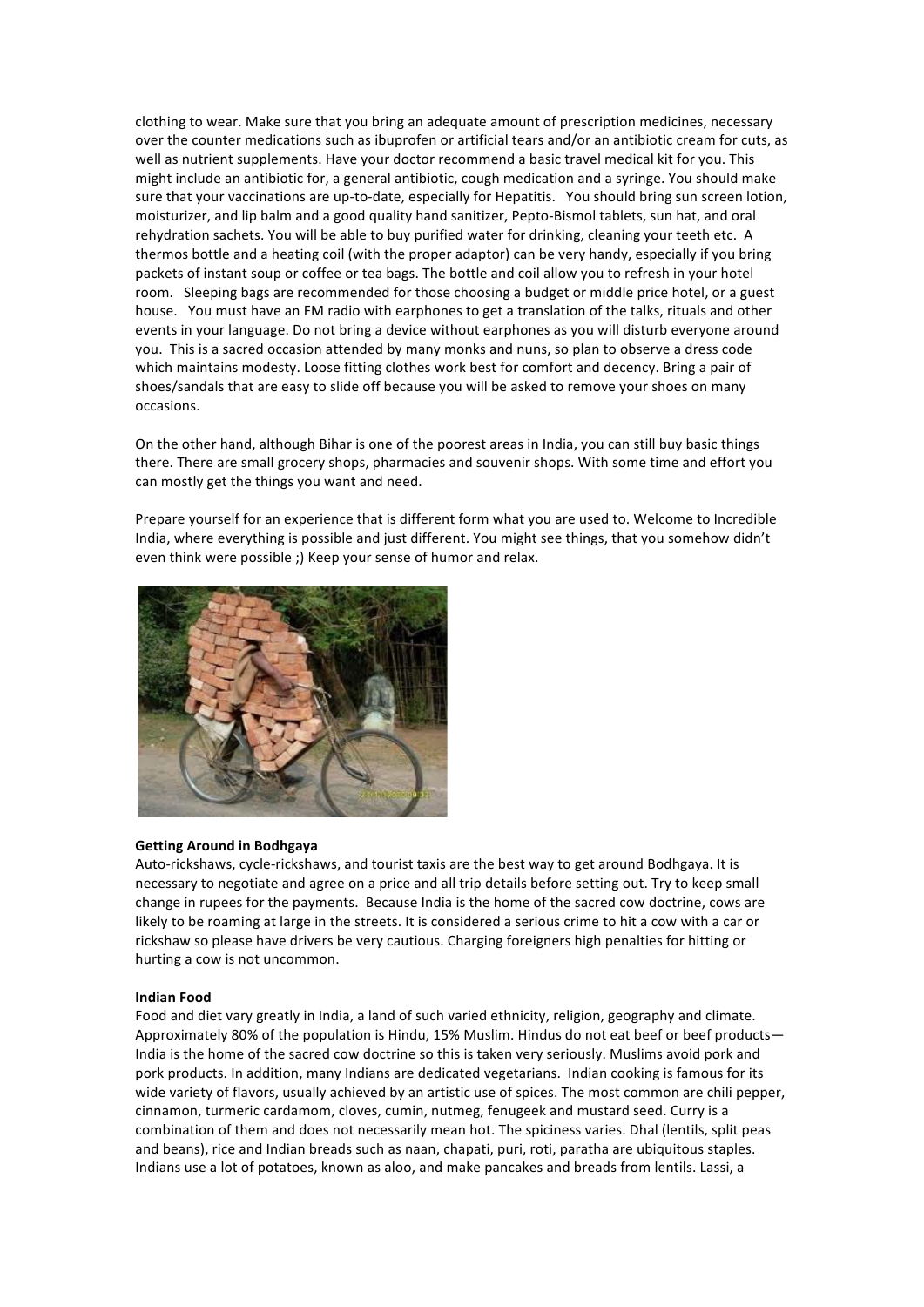clothing to wear. Make sure that you bring an adequate amount of prescription medicines, necessary over the counter medications such as ibuprofen or artificial tears and/or an antibiotic cream for cuts, as well as nutrient supplements. Have your doctor recommend a basic travel medical kit for you. This might include an antibiotic for, a general antibiotic, cough medication and a syringe. You should make sure that your vaccinations are up-to-date, especially for Hepatitis. You should bring sun screen lotion, moisturizer, and lip balm and a good quality hand sanitizer, Pepto-Bismol tablets, sun hat, and oral rehydration sachets. You will be able to buy purified water for drinking, cleaning your teeth etc. A thermos bottle and a heating coil (with the proper adaptor) can be very handy, especially if you bring packets of instant soup or coffee or tea bags. The bottle and coil allow you to refresh in your hotel room. Sleeping bags are recommended for those choosing a budget or middle price hotel, or a guest house. You must have an FM radio with earphones to get a translation of the talks, rituals and other events in your language. Do not bring a device without earphones as you will disturb everyone around you. This is a sacred occasion attended by many monks and nuns, so plan to observe a dress code which maintains modesty. Loose fitting clothes work best for comfort and decency. Bring a pair of shoes/sandals that are easy to slide off because you will be asked to remove your shoes on many occasions.

On the other hand, although Bihar is one of the poorest areas in India, you can still buy basic things there. There are small grocery shops, pharmacies and souvenir shops. With some time and effort you can mostly get the things you want and need.

Prepare yourself for an experience that is different form what you are used to. Welcome to Incredible India, where everything is possible and just different. You might see things, that you somehow didn't even think were possible ;) Keep your sense of humor and relax.

**Getting Around in Bodhgaya**

Auto-rickshaws, cycle-rickshaws, and tourist taxis are the best way to get around Bodhgaya. It is necessary to negotiate and agree on a price and all trip details before setting out. Try to keep small change in rupees for the payments. Because India is the home of the sacred cow doctrine, cows are likely to be roaming at large in the streets. It is considered a serious crime to hit a cow with a car or rickshaw so please have drivers be very cautious. Charging foreigners high penalties for hitting or hurting a cow is not uncommon.

**Indian Food**

Food and diet vary greatly in India, a land of such varied ethnicity, religion, geography and climate. Approximately 80% of the population is Hindu, 15% Muslim. Hindus do not eat beef or beef products—India is the home of the sacred cow doctrine so this is taken very seriously. Muslims avoid pork and pork products. In addition, many Indians are dedicated vegetarians. Indian cooking is famous for its wide variety of flavors, usually achieved by an artistic use of spices. The most common are chili pepper, cinnamon, turmeric cardamom, cloves, cumin, nutmeg, fenugeek and mustard seed. Curry is a combination of them and does not necessarily mean hot. The spiciness varies. Dhal (lentils, split peas and beans), rice and Indian breads such as naan, chapati, puri, roti, paratha are ubiquitous staples. Indians use a lot of potatoes, known as aloo, and make pancakes and breads from lentils. Lassi, a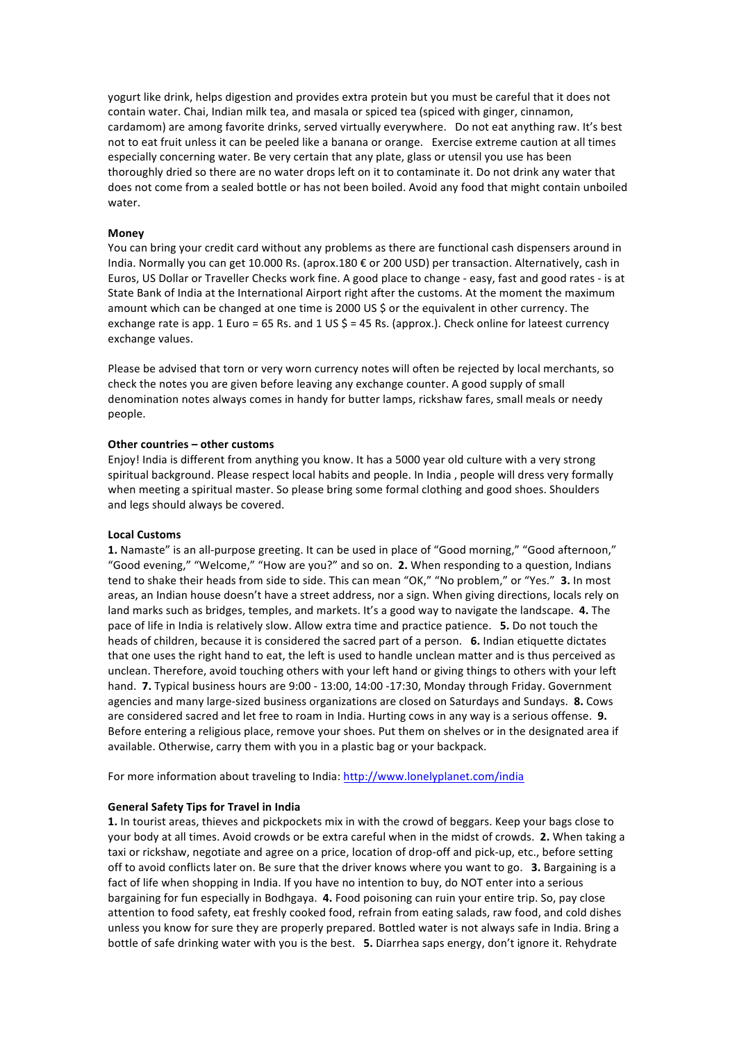yogurt like drink, helps digestion and provides extra protein but you must be careful that it does not contain water. Chai, Indian milk tea, and masala or spiced tea (spiced with ginger, cinnamon, cardamom) are among favorite drinks, served virtually everywhere. Do not eat anything raw. It's best not to eat fruit unless it can be peeled like a banana or orange. Exercise extreme caution at all times especially concerning water. Be very certain that any plate, glass or utensil you use has been thoroughly dried so there are no water drops left on it to contaminate it. Do not drink any water that does not come from a sealed bottle or has not been boiled. Avoid any food that might contain unboiled water.

**Money**

You can bring your credit card without any problems as there are functional cash dispensers around in India. Normally you can get 10.000 Rs. (aprox.180 € or 200 USD) per transaction. Alternatively, cash in Euros, US Dollar or Traveller Checks work fine. A good place to change - easy, fast and good rates - is at State Bank of India at the International Airport right after the customs. At the moment the maximum amount which can be changed at one time is 2000 US $ or the equivalent in other currency. The exchange rate is app. 1 Euro = 65 Rs. and 1 US $ = 45 Rs. (approx.). Check online for lateest currency exchange values.

Please be advised that torn or very worn currency notes will often be rejected by local merchants, so check the notes you are given before leaving any exchange counter. A good supply of small denomination notes always comes in handy for butter lamps, rickshaw fares, small meals or needy people.

**Other countries – other customs**

Enjoy! India is different from anything you know. It has a 5000 year old culture with a very strong spiritual background. Please respect local habits and people. In India , people will dress very formally when meeting a spiritual master. So please bring some formal clothing and good shoes. Shoulders and legs should always be covered.

**Local Customs**

**1.** Namaste" is an all-purpose greeting. It can be used in place of "Good morning," "Good afternoon," "Good evening," "Welcome," "How are you?" and so on. **2.** When responding to a question, Indians tend to shake their heads from side to side. This can mean "OK," "No problem," or "Yes." **3.** In most areas, an Indian house doesn't have a street address, nor a sign. When giving directions, locals rely on land marks such as bridges, temples, and markets. It's a good way to navigate the landscape. **4.** The pace of life in India is relatively slow. Allow extra time and practice patience. **5.** Do not touch the heads of children, because it is considered the sacred part of a person. **6.** Indian etiquette dictates that one uses the right hand to eat, the left is used to handle unclean matter and is thus perceived as unclean. Therefore, avoid touching others with your left hand or giving things to others with your left hand. **7.** Typical business hours are 9:00 - 13:00, 14:00 -17:30, Monday through Friday. Government agencies and many large-sized business organizations are closed on Saturdays and Sundays. **8.** Cows are considered sacred and let free to roam in India. Hurting cows in any way is a serious offense. **9.** Before entering a religious place, remove your shoes. Put them on shelves or in the designated area if available. Otherwise, carry them with you in a plastic bag or your backpack.

For more information about traveling to India: http://www.lonelyplanet.com/india

**General Safety Tips for Travel in India**

**1.** In tourist areas, thieves and pickpockets mix in with the crowd of beggars. Keep your bags close to your body at all times. Avoid crowds or be extra careful when in the midst of crowds. **2.** When taking a taxi or rickshaw, negotiate and agree on a price, location of drop-off and pick-up, etc., before setting off to avoid conflicts later on. Be sure that the driver knows where you want to go. **3.** Bargaining is a fact of life when shopping in India. If you have no intention to buy, do NOT enter into a serious bargaining for fun especially in Bodhgaya. **4.** Food poisoning can ruin your entire trip. So, pay close attention to food safety, eat freshly cooked food, refrain from eating salads, raw food, and cold dishes unless you know for sure they are properly prepared. Bottled water is not always safe in India. Bring a bottle of safe drinking water with you is the best. **5.** Diarrhea saps energy, don't ignore it. Rehydrate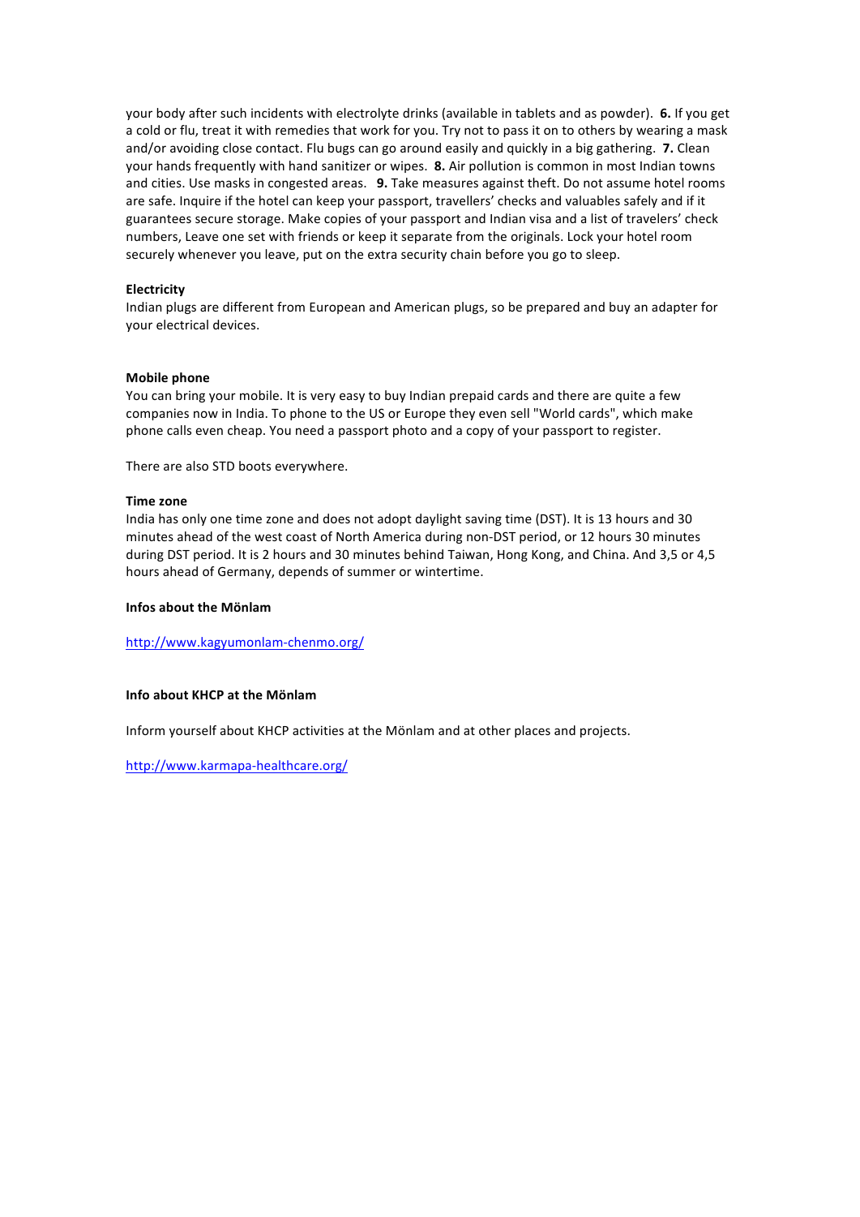your body after such incidents with electrolyte drinks (available in tablets and as powder). **6.** If you get a cold or flu, treat it with remedies that work for you. Try not to pass it on to others by wearing a mask and/or avoiding close contact. Flu bugs can go around easily and quickly in a big gathering. **7.** Clean your hands frequently with hand sanitizer or wipes. **8.** Air pollution is common in most Indian towns and cities. Use masks in congested areas. **9.** Take measures against theft. Do not assume hotel rooms are safe. Inquire if the hotel can keep your passport, travellers' checks and valuables safely and if it guarantees secure storage. Make copies of your passport and Indian visa and a list of travelers' check numbers, Leave one set with friends or keep it separate from the originals. Lock your hotel room securely whenever you leave, put on the extra security chain before you go to sleep.

**Electricity**

Indian plugs are different from European and American plugs, so be prepared and buy an adapter for your electrical devices.

**Mobile phone**

You can bring your mobile. It is very easy to buy Indian prepaid cards and there are quite a few companies now in India. To phone to the US or Europe they even sell "World cards", which make phone calls even cheap. You need a passport photo and a copy of your passport to register.

There are also STD boots everywhere.

**Time zone**

India has only one time zone and does not adopt daylight saving time (DST). It is 13 hours and 30 minutes ahead of the west coast of North America during non-DST period, or 12 hours 30 minutes during DST period. It is 2 hours and 30 minutes behind Taiwan, Hong Kong, and China. And 3,5 or 4,5 hours ahead of Germany, depends of summer or wintertime.

**Infos about the Mönlam**

http://www.kagyumonlam-chenmo.org/

**Info about KHCP at the Mönlam**

Inform yourself about KHCP activities at the Mönlam and at other places and projects.

http://www.karmapa-healthcare.org/